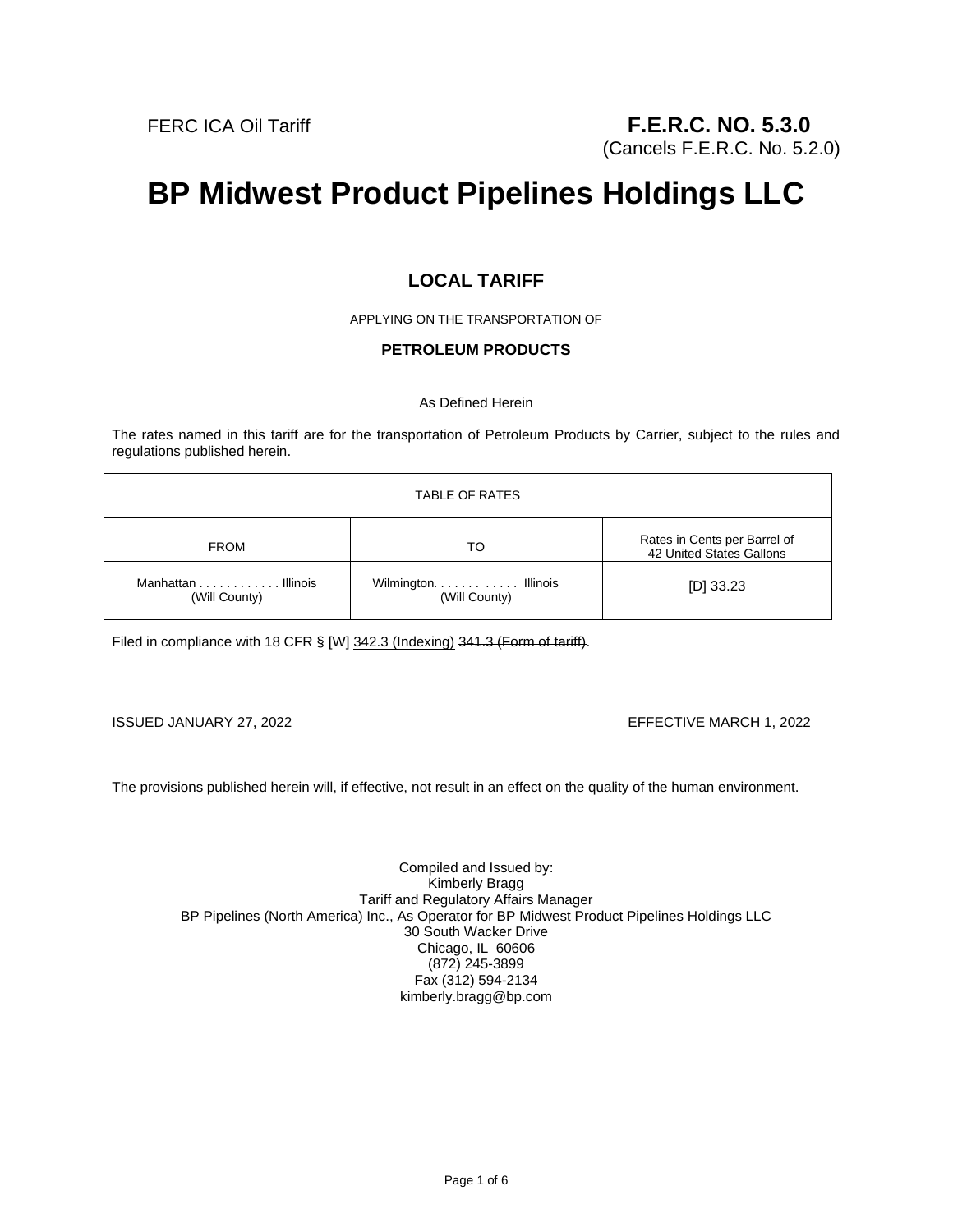FERC ICA Oil Tariff

**F.E.R.C. NO. 5.3.0**
(Cancels F.E.R.C. No. 5.2.0)

# BP Midwest Product Pipelines Holdings LLC

## LOCAL TARIFF

APPLYING ON THE TRANSPORTATION OF

**PETROLEUM PRODUCTS**

As Defined Herein

The rates named in this tariff are for the transportation of Petroleum Products by Carrier, subject to the rules and regulations published herein.

| TABLE OF RATES | | |
|---|---|---|
| FROM | TO | Rates in Cents per Barrel of 42 United States Gallons |
| Manhattan . . . . . . . . . . . . Illinois (Will County) | Wilmington. . . . . . . . . . . . Illinois (Will County) | [D] 33.23 |

Filed in compliance with 18 CFR § [W] <u>342.3 (Indexing)</u> ~~341.3 (Form of tariff)~~.

ISSUED JANUARY 27, 2022

EFFECTIVE MARCH 1, 2022

The provisions published herein will, if effective, not result in an effect on the quality of the human environment.

Compiled and Issued by:
Kimberly Bragg
Tariff and Regulatory Affairs Manager
BP Pipelines (North America) Inc., As Operator for BP Midwest Product Pipelines Holdings LLC
30 South Wacker Drive
Chicago, IL 60606
(872) 245-3899
Fax (312) 594-2134
kimberly.bragg@bp.com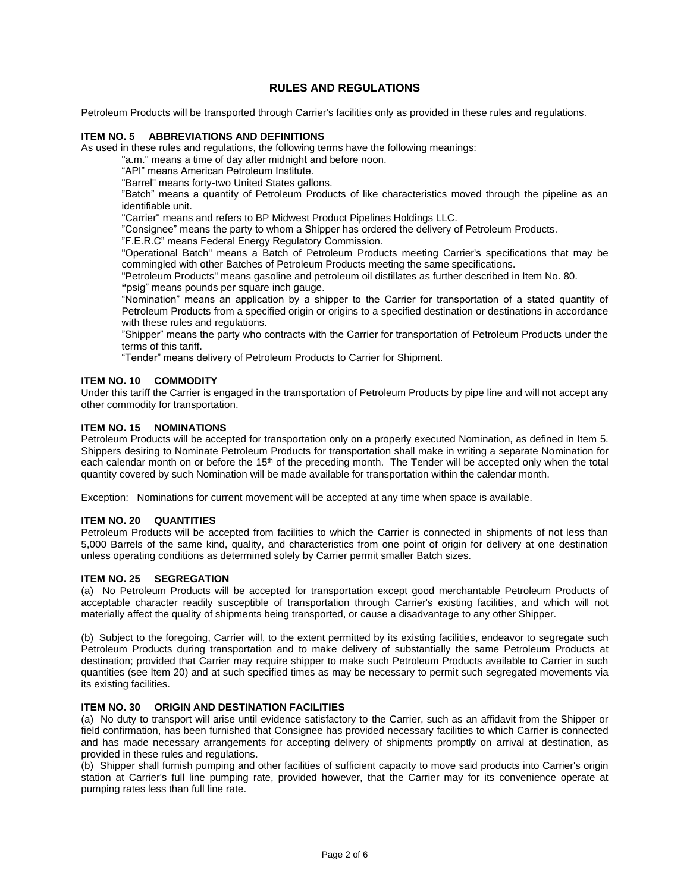# RULES AND REGULATIONS

Petroleum Products will be transported through Carrier's facilities only as provided in these rules and regulations.

### ITEM NO. 5 ABBREVIATIONS AND DEFINITIONS

As used in these rules and regulations, the following terms have the following meanings:

"a.m." means a time of day after midnight and before noon.

"API" means American Petroleum Institute.

"Barrel" means forty-two United States gallons.

"Batch" means a quantity of Petroleum Products of like characteristics moved through the pipeline as an identifiable unit.

"Carrier" means and refers to BP Midwest Product Pipelines Holdings LLC.

"Consignee" means the party to whom a Shipper has ordered the delivery of Petroleum Products.

"F.E.R.C" means Federal Energy Regulatory Commission.

"Operational Batch" means a Batch of Petroleum Products meeting Carrier's specifications that may be commingled with other Batches of Petroleum Products meeting the same specifications.

"Petroleum Products" means gasoline and petroleum oil distillates as further described in Item No. 80.

"psig" means pounds per square inch gauge.

"Nomination" means an application by a shipper to the Carrier for transportation of a stated quantity of Petroleum Products from a specified origin or origins to a specified destination or destinations in accordance with these rules and regulations.

"Shipper" means the party who contracts with the Carrier for transportation of Petroleum Products under the terms of this tariff.

"Tender" means delivery of Petroleum Products to Carrier for Shipment.

### ITEM NO. 10 COMMODITY

Under this tariff the Carrier is engaged in the transportation of Petroleum Products by pipe line and will not accept any other commodity for transportation.

### ITEM NO. 15 NOMINATIONS

Petroleum Products will be accepted for transportation only on a properly executed Nomination, as defined in Item 5. Shippers desiring to Nominate Petroleum Products for transportation shall make in writing a separate Nomination for each calendar month on or before the 15th of the preceding month. The Tender will be accepted only when the total quantity covered by such Nomination will be made available for transportation within the calendar month.

Exception: Nominations for current movement will be accepted at any time when space is available.

### ITEM NO. 20 QUANTITIES

Petroleum Products will be accepted from facilities to which the Carrier is connected in shipments of not less than 5,000 Barrels of the same kind, quality, and characteristics from one point of origin for delivery at one destination unless operating conditions as determined solely by Carrier permit smaller Batch sizes.

### ITEM NO. 25 SEGREGATION

(a) No Petroleum Products will be accepted for transportation except good merchantable Petroleum Products of acceptable character readily susceptible of transportation through Carrier's existing facilities, and which will not materially affect the quality of shipments being transported, or cause a disadvantage to any other Shipper.

(b) Subject to the foregoing, Carrier will, to the extent permitted by its existing facilities, endeavor to segregate such Petroleum Products during transportation and to make delivery of substantially the same Petroleum Products at destination; provided that Carrier may require shipper to make such Petroleum Products available to Carrier in such quantities (see Item 20) and at such specified times as may be necessary to permit such segregated movements via its existing facilities.

### ITEM NO. 30 ORIGIN AND DESTINATION FACILITIES

(a) No duty to transport will arise until evidence satisfactory to the Carrier, such as an affidavit from the Shipper or field confirmation, has been furnished that Consignee has provided necessary facilities to which Carrier is connected and has made necessary arrangements for accepting delivery of shipments promptly on arrival at destination, as provided in these rules and regulations.

(b) Shipper shall furnish pumping and other facilities of sufficient capacity to move said products into Carrier's origin station at Carrier's full line pumping rate, provided however, that the Carrier may for its convenience operate at pumping rates less than full line rate.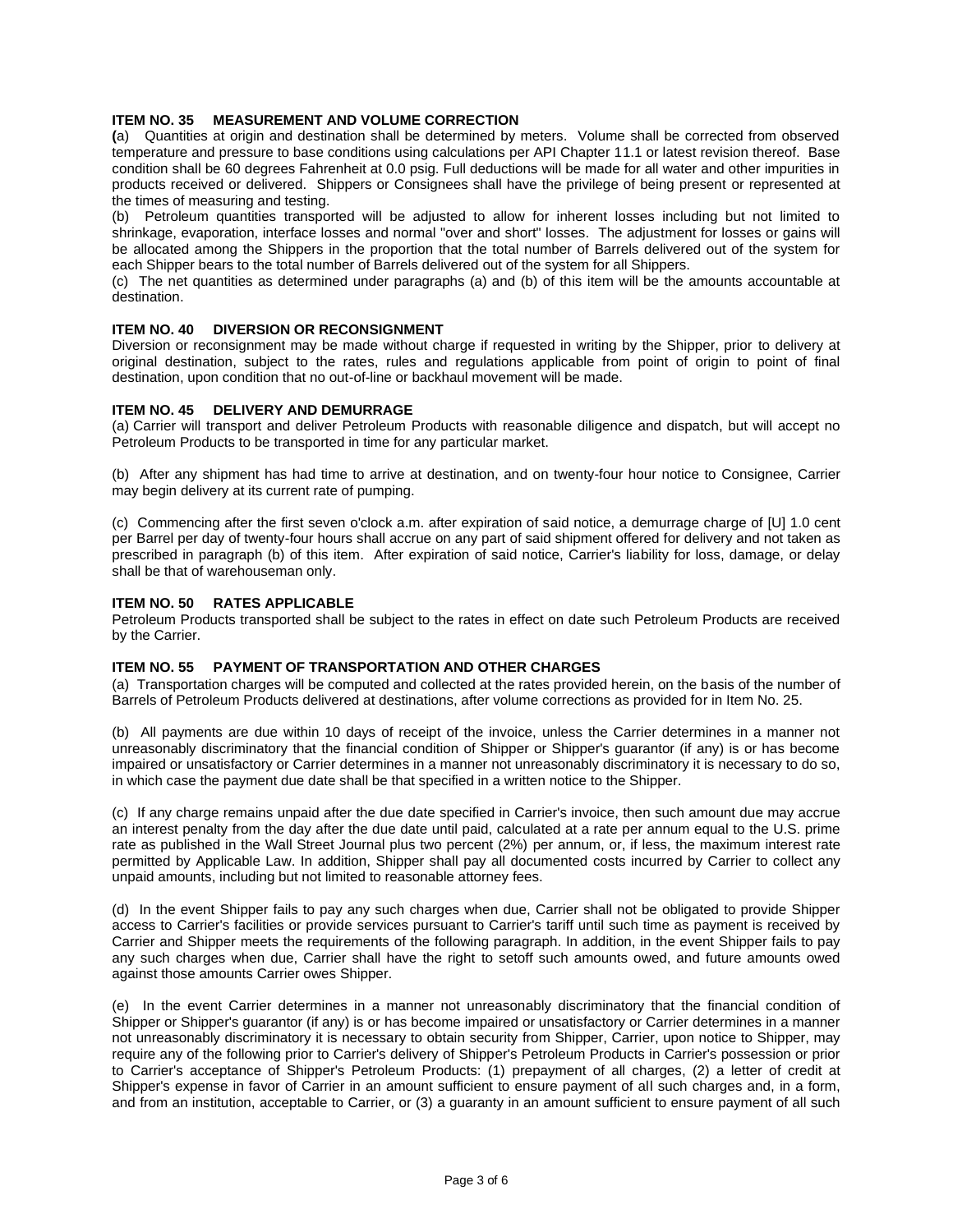### ITEM NO. 35 MEASUREMENT AND VOLUME CORRECTION

(a) Quantities at origin and destination shall be determined by meters. Volume shall be corrected from observed temperature and pressure to base conditions using calculations per API Chapter 11.1 or latest revision thereof. Base condition shall be 60 degrees Fahrenheit at 0.0 psig. Full deductions will be made for all water and other impurities in products received or delivered. Shippers or Consignees shall have the privilege of being present or represented at the times of measuring and testing.

(b) Petroleum quantities transported will be adjusted to allow for inherent losses including but not limited to shrinkage, evaporation, interface losses and normal "over and short" losses. The adjustment for losses or gains will be allocated among the Shippers in the proportion that the total number of Barrels delivered out of the system for each Shipper bears to the total number of Barrels delivered out of the system for all Shippers.

(c) The net quantities as determined under paragraphs (a) and (b) of this item will be the amounts accountable at destination.

### ITEM NO. 40 DIVERSION OR RECONSIGNMENT

Diversion or reconsignment may be made without charge if requested in writing by the Shipper, prior to delivery at original destination, subject to the rates, rules and regulations applicable from point of origin to point of final destination, upon condition that no out-of-line or backhaul movement will be made.

### ITEM NO. 45 DELIVERY AND DEMURRAGE

(a) Carrier will transport and deliver Petroleum Products with reasonable diligence and dispatch, but will accept no Petroleum Products to be transported in time for any particular market.

(b) After any shipment has had time to arrive at destination, and on twenty-four hour notice to Consignee, Carrier may begin delivery at its current rate of pumping.

(c) Commencing after the first seven o'clock a.m. after expiration of said notice, a demurrage charge of [U] 1.0 cent per Barrel per day of twenty-four hours shall accrue on any part of said shipment offered for delivery and not taken as prescribed in paragraph (b) of this item. After expiration of said notice, Carrier's liability for loss, damage, or delay shall be that of warehouseman only.

### ITEM NO. 50 RATES APPLICABLE

Petroleum Products transported shall be subject to the rates in effect on date such Petroleum Products are received by the Carrier.

### ITEM NO. 55 PAYMENT OF TRANSPORTATION AND OTHER CHARGES

(a) Transportation charges will be computed and collected at the rates provided herein, on the basis of the number of Barrels of Petroleum Products delivered at destinations, after volume corrections as provided for in Item No. 25.

(b) All payments are due within 10 days of receipt of the invoice, unless the Carrier determines in a manner not unreasonably discriminatory that the financial condition of Shipper or Shipper's guarantor (if any) is or has become impaired or unsatisfactory or Carrier determines in a manner not unreasonably discriminatory it is necessary to do so, in which case the payment due date shall be that specified in a written notice to the Shipper.

(c) If any charge remains unpaid after the due date specified in Carrier's invoice, then such amount due may accrue an interest penalty from the day after the due date until paid, calculated at a rate per annum equal to the U.S. prime rate as published in the Wall Street Journal plus two percent (2%) per annum, or, if less, the maximum interest rate permitted by Applicable Law. In addition, Shipper shall pay all documented costs incurred by Carrier to collect any unpaid amounts, including but not limited to reasonable attorney fees.

(d) In the event Shipper fails to pay any such charges when due, Carrier shall not be obligated to provide Shipper access to Carrier's facilities or provide services pursuant to Carrier's tariff until such time as payment is received by Carrier and Shipper meets the requirements of the following paragraph. In addition, in the event Shipper fails to pay any such charges when due, Carrier shall have the right to setoff such amounts owed, and future amounts owed against those amounts Carrier owes Shipper.

(e) In the event Carrier determines in a manner not unreasonably discriminatory that the financial condition of Shipper or Shipper's guarantor (if any) is or has become impaired or unsatisfactory or Carrier determines in a manner not unreasonably discriminatory it is necessary to obtain security from Shipper, Carrier, upon notice to Shipper, may require any of the following prior to Carrier's delivery of Shipper's Petroleum Products in Carrier's possession or prior to Carrier's acceptance of Shipper's Petroleum Products: (1) prepayment of all charges, (2) a letter of credit at Shipper's expense in favor of Carrier in an amount sufficient to ensure payment of all such charges and, in a form, and from an institution, acceptable to Carrier, or (3) a guaranty in an amount sufficient to ensure payment of all such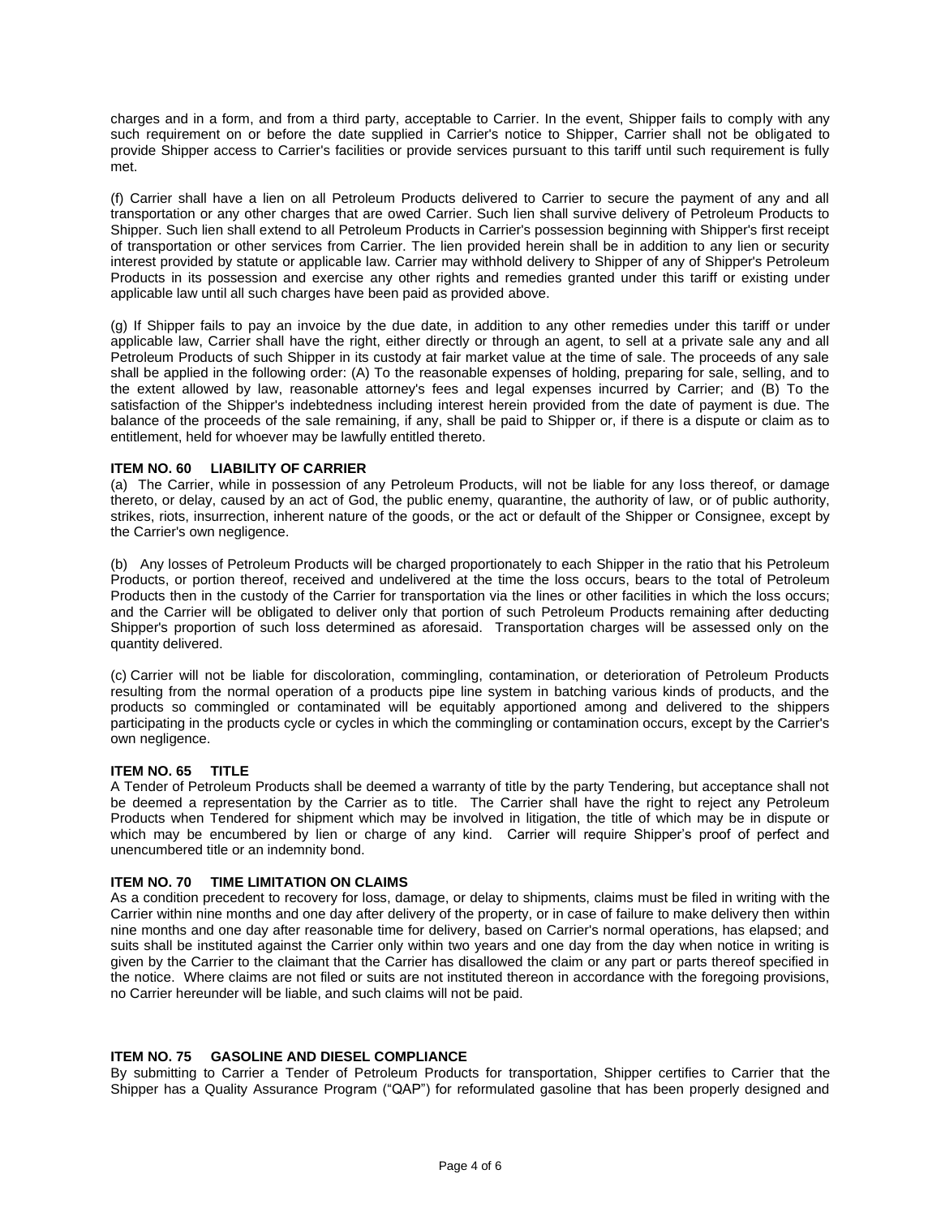charges and in a form, and from a third party, acceptable to Carrier. In the event, Shipper fails to comply with any such requirement on or before the date supplied in Carrier's notice to Shipper, Carrier shall not be obligated to provide Shipper access to Carrier's facilities or provide services pursuant to this tariff until such requirement is fully met.

(f) Carrier shall have a lien on all Petroleum Products delivered to Carrier to secure the payment of any and all transportation or any other charges that are owed Carrier. Such lien shall survive delivery of Petroleum Products to Shipper. Such lien shall extend to all Petroleum Products in Carrier's possession beginning with Shipper's first receipt of transportation or other services from Carrier. The lien provided herein shall be in addition to any lien or security interest provided by statute or applicable law. Carrier may withhold delivery to Shipper of any of Shipper's Petroleum Products in its possession and exercise any other rights and remedies granted under this tariff or existing under applicable law until all such charges have been paid as provided above.

(g) If Shipper fails to pay an invoice by the due date, in addition to any other remedies under this tariff or under applicable law, Carrier shall have the right, either directly or through an agent, to sell at a private sale any and all Petroleum Products of such Shipper in its custody at fair market value at the time of sale. The proceeds of any sale shall be applied in the following order: (A) To the reasonable expenses of holding, preparing for sale, selling, and to the extent allowed by law, reasonable attorney's fees and legal expenses incurred by Carrier; and (B) To the satisfaction of the Shipper's indebtedness including interest herein provided from the date of payment is due. The balance of the proceeds of the sale remaining, if any, shall be paid to Shipper or, if there is a dispute or claim as to entitlement, held for whoever may be lawfully entitled thereto.

**ITEM NO. 60 LIABILITY OF CARRIER**

(a) The Carrier, while in possession of any Petroleum Products, will not be liable for any loss thereof, or damage thereto, or delay, caused by an act of God, the public enemy, quarantine, the authority of law, or of public authority, strikes, riots, insurrection, inherent nature of the goods, or the act or default of the Shipper or Consignee, except by the Carrier's own negligence.

(b) Any losses of Petroleum Products will be charged proportionately to each Shipper in the ratio that his Petroleum Products, or portion thereof, received and undelivered at the time the loss occurs, bears to the total of Petroleum Products then in the custody of the Carrier for transportation via the lines or other facilities in which the loss occurs; and the Carrier will be obligated to deliver only that portion of such Petroleum Products remaining after deducting Shipper's proportion of such loss determined as aforesaid. Transportation charges will be assessed only on the quantity delivered.

(c) Carrier will not be liable for discoloration, commingling, contamination, or deterioration of Petroleum Products resulting from the normal operation of a products pipe line system in batching various kinds of products, and the products so commingled or contaminated will be equitably apportioned among and delivered to the shippers participating in the products cycle or cycles in which the commingling or contamination occurs, except by the Carrier's own negligence.

**ITEM NO. 65 TITLE**

A Tender of Petroleum Products shall be deemed a warranty of title by the party Tendering, but acceptance shall not be deemed a representation by the Carrier as to title. The Carrier shall have the right to reject any Petroleum Products when Tendered for shipment which may be involved in litigation, the title of which may be in dispute or which may be encumbered by lien or charge of any kind. Carrier will require Shipper's proof of perfect and unencumbered title or an indemnity bond.

**ITEM NO. 70 TIME LIMITATION ON CLAIMS**

As a condition precedent to recovery for loss, damage, or delay to shipments, claims must be filed in writing with the Carrier within nine months and one day after delivery of the property, or in case of failure to make delivery then within nine months and one day after reasonable time for delivery, based on Carrier's normal operations, has elapsed; and suits shall be instituted against the Carrier only within two years and one day from the day when notice in writing is given by the Carrier to the claimant that the Carrier has disallowed the claim or any part or parts thereof specified in the notice. Where claims are not filed or suits are not instituted thereon in accordance with the foregoing provisions, no Carrier hereunder will be liable, and such claims will not be paid.

**ITEM NO. 75 GASOLINE AND DIESEL COMPLIANCE**

By submitting to Carrier a Tender of Petroleum Products for transportation, Shipper certifies to Carrier that the Shipper has a Quality Assurance Program ("QAP") for reformulated gasoline that has been properly designed and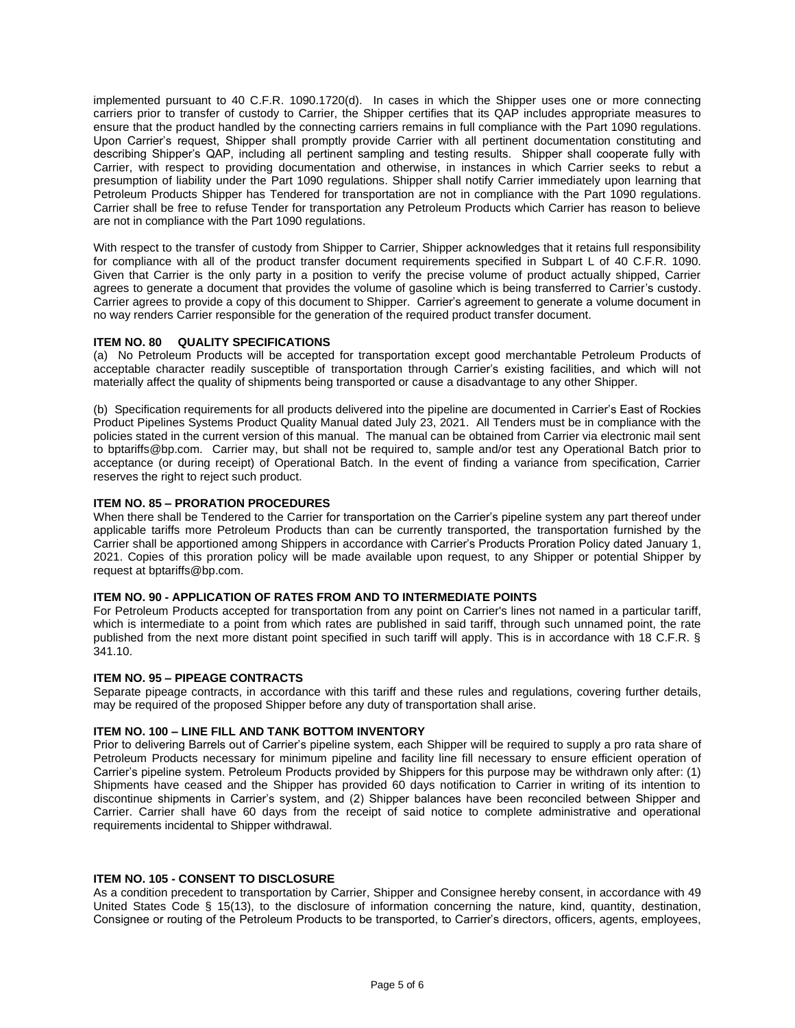implemented pursuant to 40 C.F.R. 1090.1720(d). In cases in which the Shipper uses one or more connecting carriers prior to transfer of custody to Carrier, the Shipper certifies that its QAP includes appropriate measures to ensure that the product handled by the connecting carriers remains in full compliance with the Part 1090 regulations. Upon Carrier's request, Shipper shall promptly provide Carrier with all pertinent documentation constituting and describing Shipper's QAP, including all pertinent sampling and testing results. Shipper shall cooperate fully with Carrier, with respect to providing documentation and otherwise, in instances in which Carrier seeks to rebut a presumption of liability under the Part 1090 regulations. Shipper shall notify Carrier immediately upon learning that Petroleum Products Shipper has Tendered for transportation are not in compliance with the Part 1090 regulations. Carrier shall be free to refuse Tender for transportation any Petroleum Products which Carrier has reason to believe are not in compliance with the Part 1090 regulations.

With respect to the transfer of custody from Shipper to Carrier, Shipper acknowledges that it retains full responsibility for compliance with all of the product transfer document requirements specified in Subpart L of 40 C.F.R. 1090. Given that Carrier is the only party in a position to verify the precise volume of product actually shipped, Carrier agrees to generate a document that provides the volume of gasoline which is being transferred to Carrier's custody. Carrier agrees to provide a copy of this document to Shipper. Carrier's agreement to generate a volume document in no way renders Carrier responsible for the generation of the required product transfer document.

**ITEM NO. 80 QUALITY SPECIFICATIONS**

(a) No Petroleum Products will be accepted for transportation except good merchantable Petroleum Products of acceptable character readily susceptible of transportation through Carrier's existing facilities, and which will not materially affect the quality of shipments being transported or cause a disadvantage to any other Shipper.

(b) Specification requirements for all products delivered into the pipeline are documented in Carrier's East of Rockies Product Pipelines Systems Product Quality Manual dated July 23, 2021. All Tenders must be in compliance with the policies stated in the current version of this manual. The manual can be obtained from Carrier via electronic mail sent to bptariffs@bp.com. Carrier may, but shall not be required to, sample and/or test any Operational Batch prior to acceptance (or during receipt) of Operational Batch. In the event of finding a variance from specification, Carrier reserves the right to reject such product.

**ITEM NO. 85 – PRORATION PROCEDURES**

When there shall be Tendered to the Carrier for transportation on the Carrier's pipeline system any part thereof under applicable tariffs more Petroleum Products than can be currently transported, the transportation furnished by the Carrier shall be apportioned among Shippers in accordance with Carrier's Products Proration Policy dated January 1, 2021. Copies of this proration policy will be made available upon request, to any Shipper or potential Shipper by request at bptariffs@bp.com.

**ITEM NO. 90 - APPLICATION OF RATES FROM AND TO INTERMEDIATE POINTS**

For Petroleum Products accepted for transportation from any point on Carrier's lines not named in a particular tariff, which is intermediate to a point from which rates are published in said tariff, through such unnamed point, the rate published from the next more distant point specified in such tariff will apply. This is in accordance with 18 C.F.R. § 341.10.

**ITEM NO. 95 – PIPEAGE CONTRACTS**

Separate pipeage contracts, in accordance with this tariff and these rules and regulations, covering further details, may be required of the proposed Shipper before any duty of transportation shall arise.

**ITEM NO. 100 – LINE FILL AND TANK BOTTOM INVENTORY**

Prior to delivering Barrels out of Carrier's pipeline system, each Shipper will be required to supply a pro rata share of Petroleum Products necessary for minimum pipeline and facility line fill necessary to ensure efficient operation of Carrier's pipeline system. Petroleum Products provided by Shippers for this purpose may be withdrawn only after: (1) Shipments have ceased and the Shipper has provided 60 days notification to Carrier in writing of its intention to discontinue shipments in Carrier's system, and (2) Shipper balances have been reconciled between Shipper and Carrier. Carrier shall have 60 days from the receipt of said notice to complete administrative and operational requirements incidental to Shipper withdrawal.

**ITEM NO. 105 - CONSENT TO DISCLOSURE**

As a condition precedent to transportation by Carrier, Shipper and Consignee hereby consent, in accordance with 49 United States Code § 15(13), to the disclosure of information concerning the nature, kind, quantity, destination, Consignee or routing of the Petroleum Products to be transported, to Carrier's directors, officers, agents, employees,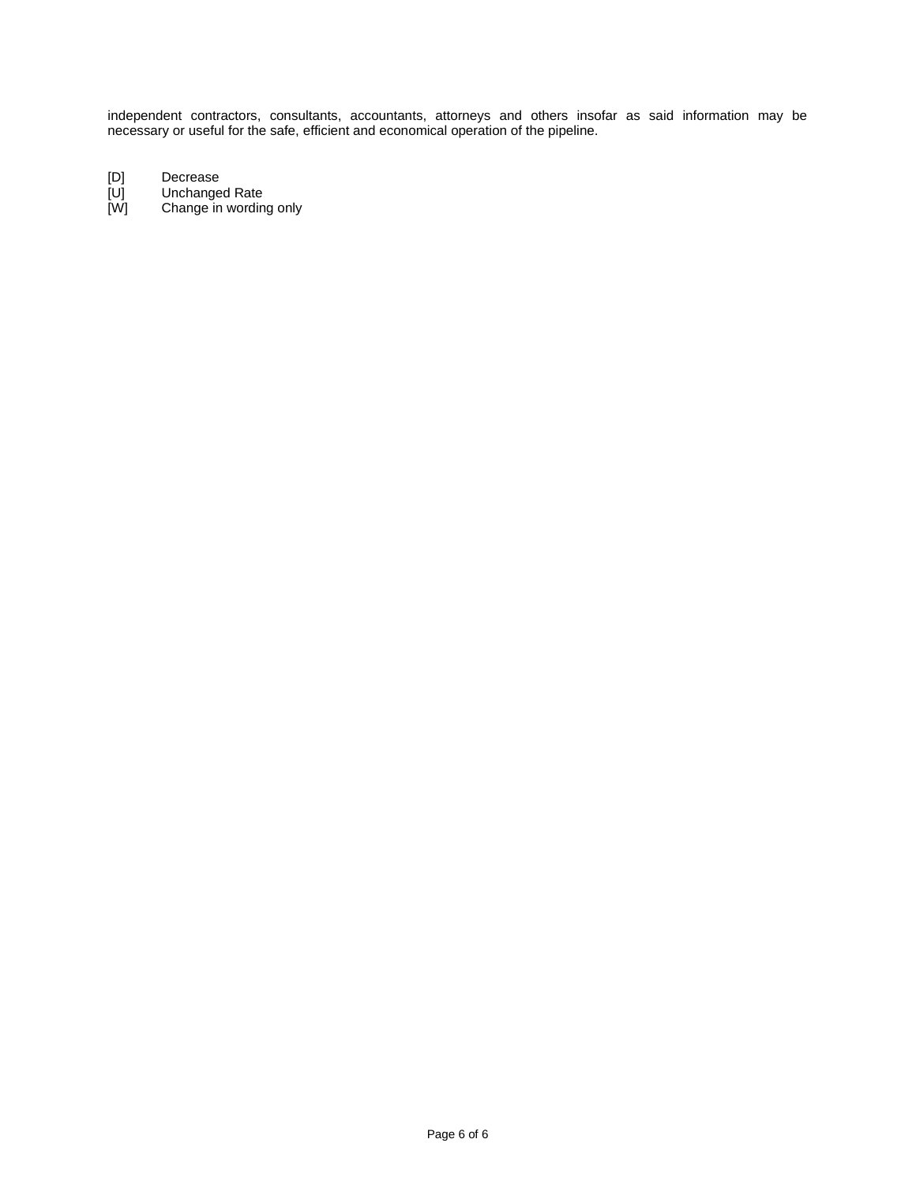independent contractors, consultants, accountants, attorneys and others insofar as said information may be necessary or useful for the safe, efficient and economical operation of the pipeline.

[D] Decrease
[U] Unchanged Rate
[W] Change in wording only